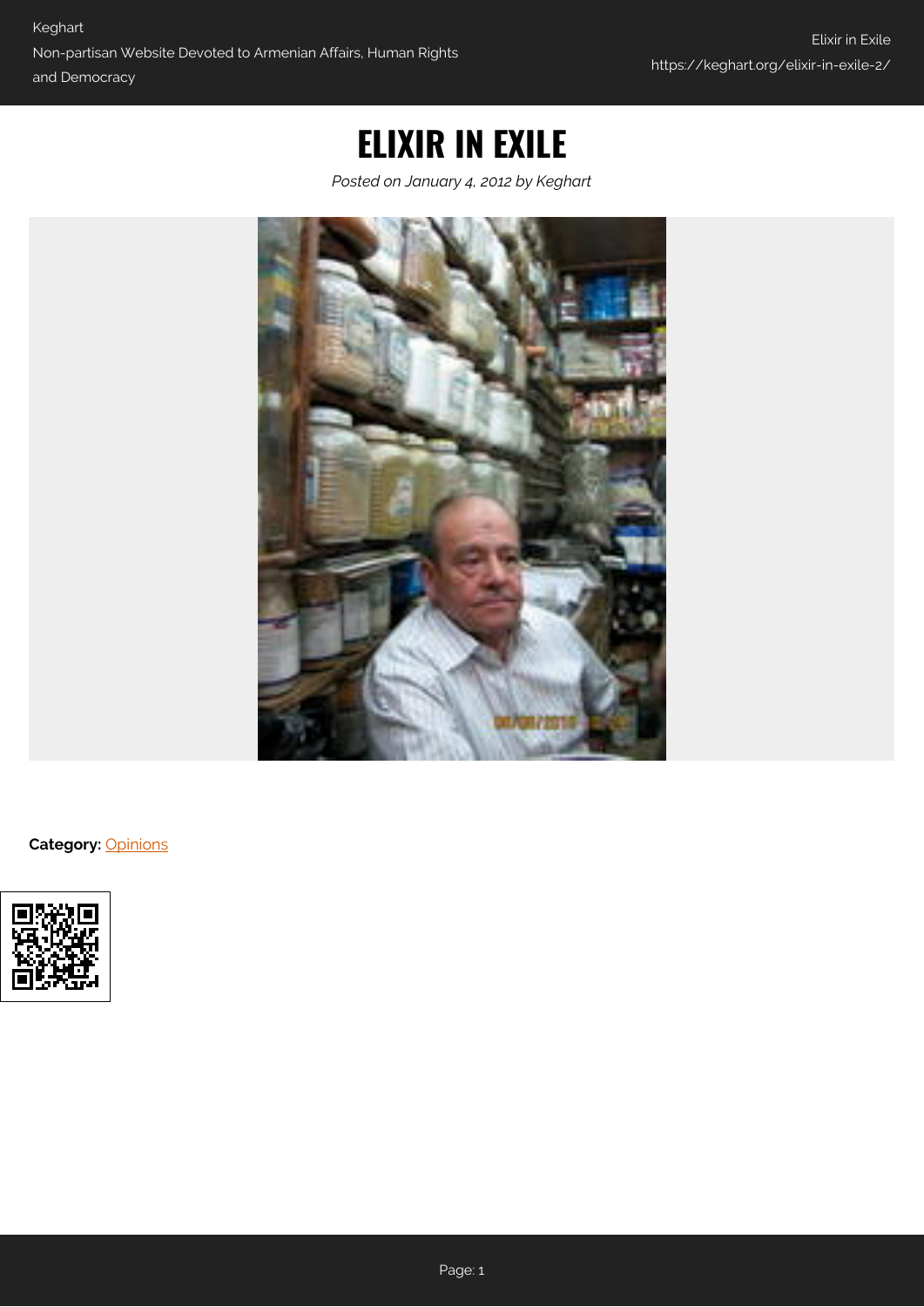# ELIXIR IN EXILE

*Posted on January 4, 2012 by Keghart*

**Category:** Opinions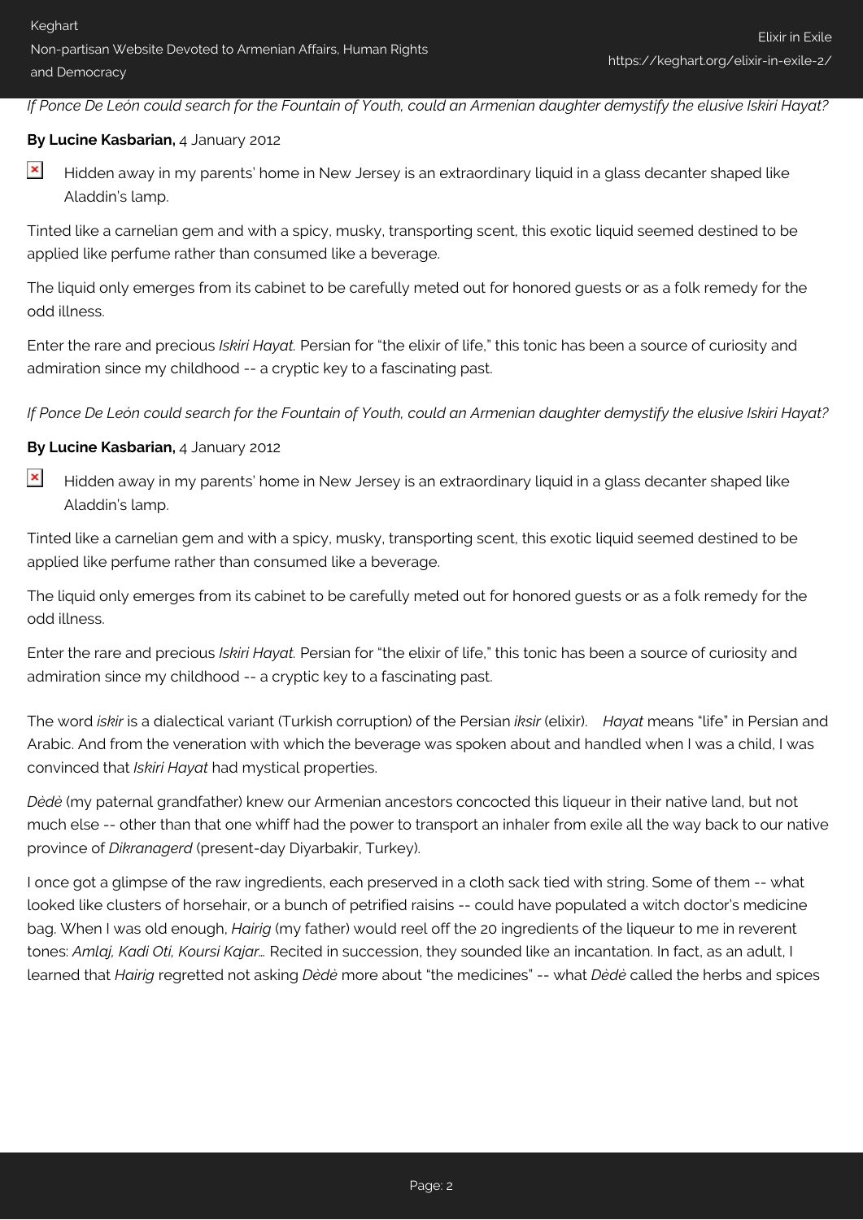*If Ponce De León could search for the Fountain of Youth, could an Armenian daughter demystify the elusive Iskiri Hayat?*

**By Lucine Kasbarian,** 4 January 2012

Hidden away in my parents' home in New Jersey is an extraordinary liquid in a glass decanter shaped like Aladdin's lamp.

Tinted like a carnelian gem and with a spicy, musky, transporting scent, this exotic liquid seemed destined to be applied like perfume rather than consumed like a beverage.

The liquid only emerges from its cabinet to be carefully meted out for honored guests or as a folk remedy for the odd illness.

Enter the rare and precious *Iskiri Hayat.* Persian for "the elixir of life," this tonic has been a source of curiosity and admiration since my childhood -- a cryptic key to a fascinating past.

*If Ponce De León could search for the Fountain of Youth, could an Armenian daughter demystify the elusive Iskiri Hayat?*

**By Lucine Kasbarian,** 4 January 2012

Hidden away in my parents' home in New Jersey is an extraordinary liquid in a glass decanter shaped like Aladdin's lamp.

Tinted like a carnelian gem and with a spicy, musky, transporting scent, this exotic liquid seemed destined to be applied like perfume rather than consumed like a beverage.

The liquid only emerges from its cabinet to be carefully meted out for honored guests or as a folk remedy for the odd illness.

Enter the rare and precious *Iskiri Hayat.* Persian for "the elixir of life," this tonic has been a source of curiosity and admiration since my childhood -- a cryptic key to a fascinating past.

The word *iskir* is a dialectical variant (Turkish corruption) of the Persian *iksir* (elixir). *Hayat* means "life" in Persian and Arabic. And from the veneration with which the beverage was spoken about and handled when I was a child, I was convinced that *Iskiri Hayat* had mystical properties.

*Dèdè* (my paternal grandfather) knew our Armenian ancestors concocted this liqueur in their native land, but not much else -- other than that one whiff had the power to transport an inhaler from exile all the way back to our native province of *Dikranagerd* (present-day Diyarbakir, Turkey).

I once got a glimpse of the raw ingredients, each preserved in a cloth sack tied with string. Some of them -- what looked like clusters of horsehair, or a bunch of petrified raisins -- could have populated a witch doctor's medicine bag. When I was old enough, *Hairig* (my father) would reel off the 20 ingredients of the liqueur to me in reverent tones: *Amlaj, Kadi Oti, Koursi Kajar…* Recited in succession, they sounded like an incantation. In fact, as an adult, I learned that *Hairig* regretted not asking *Dèdè* more about "the medicines" -- what *Dèdè* called the herbs and spices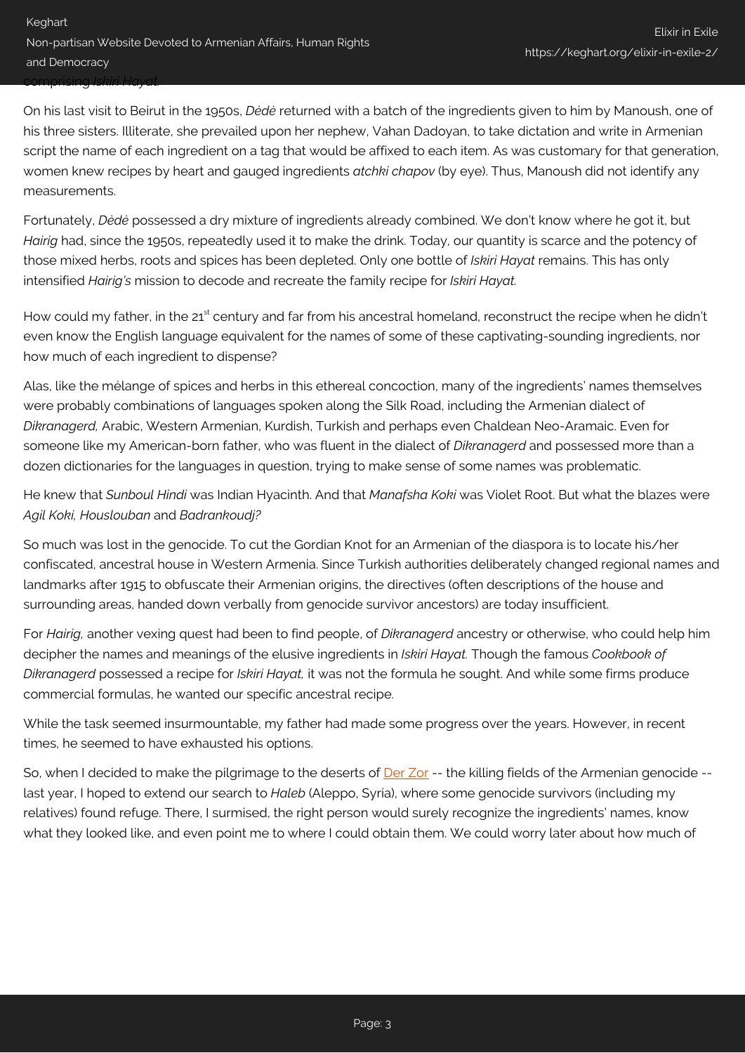comprising *Iskiri Hayat.*

On his last visit to Beirut in the 1950s, *Dėdė* returned with a batch of the ingredients given to him by Manoush, one of his three sisters. Illiterate, she prevailed upon her nephew, Vahan Dadoyan, to take dictation and write in Armenian script the name of each ingredient on a tag that would be affixed to each item. As was customary for that generation, women knew recipes by heart and gauged ingredients *atchki chapov* (by eye). Thus, Manoush did not identify any measurements.

Fortunately, *Dėdė* possessed a dry mixture of ingredients already combined. We don't know where he got it, but *Hairig* had, since the 1950s, repeatedly used it to make the drink. Today, our quantity is scarce and the potency of those mixed herbs, roots and spices has been depleted. Only one bottle of *Iskiri Hayat* remains. This has only intensified *Hairig's* mission to decode and recreate the family recipe for *Iskiri Hayat.*

How could my father, in the 21st century and far from his ancestral homeland, reconstruct the recipe when he didn't even know the English language equivalent for the names of some of these captivating-sounding ingredients, nor how much of each ingredient to dispense?

Alas, like the mélange of spices and herbs in this ethereal concoction, many of the ingredients' names themselves were probably combinations of languages spoken along the Silk Road, including the Armenian dialect of *Dikranagerd,* Arabic, Western Armenian, Kurdish, Turkish and perhaps even Chaldean Neo-Aramaic. Even for someone like my American-born father, who was fluent in the dialect of *Dikranagerd* and possessed more than a dozen dictionaries for the languages in question, trying to make sense of some names was problematic.

He knew that *Sunboul Hindi* was Indian Hyacinth. And that *Manafsha Koki* was Violet Root. But what the blazes were *Agil Koki, Houslouban* and *Badrankoudj?*

So much was lost in the genocide. To cut the Gordian Knot for an Armenian of the diaspora is to locate his/her confiscated, ancestral house in Western Armenia. Since Turkish authorities deliberately changed regional names and landmarks after 1915 to obfuscate their Armenian origins, the directives (often descriptions of the house and surrounding areas, handed down verbally from genocide survivor ancestors) are today insufficient.

For *Hairig,* another vexing quest had been to find people, of *Dikranagerd* ancestry or otherwise, who could help him decipher the names and meanings of the elusive ingredients in *Iskiri Hayat.* Though the famous *Cookbook of Dikranagerd* possessed a recipe for *Iskiri Hayat,* it was not the formula he sought. And while some firms produce commercial formulas, he wanted our specific ancestral recipe.

While the task seemed insurmountable, my father had made some progress over the years. However, in recent times, he seemed to have exhausted his options.

So, when I decided to make the pilgrimage to the deserts of Der Zor -- the killing fields of the Armenian genocide -- last year, I hoped to extend our search to *Haleb* (Aleppo, Syria), where some genocide survivors (including my relatives) found refuge. There, I surmised, the right person would surely recognize the ingredients' names, know what they looked like, and even point me to where I could obtain them. We could worry later about how much of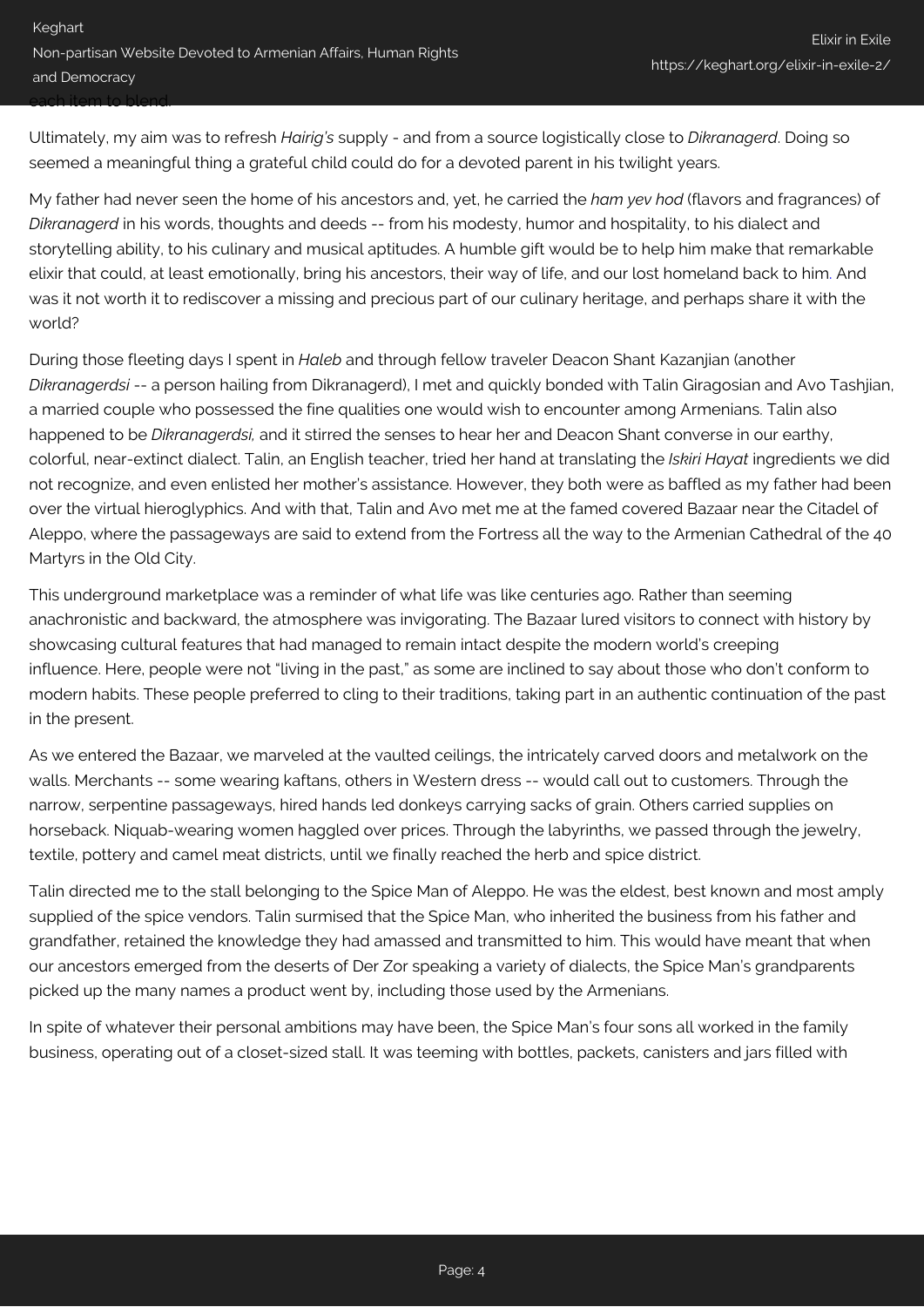each item to blend.

Ultimately, my aim was to refresh *Hairig's* supply - and from a source logistically close to *Dikranagerd*. Doing so seemed a meaningful thing a grateful child could do for a devoted parent in his twilight years.

My father had never seen the home of his ancestors and, yet, he carried the *ham yev hod* (flavors and fragrances) of *Dikranagerd* in his words, thoughts and deeds -- from his modesty, humor and hospitality, to his dialect and storytelling ability, to his culinary and musical aptitudes. A humble gift would be to help him make that remarkable elixir that could, at least emotionally, bring his ancestors, their way of life, and our lost homeland back to him. And was it not worth it to rediscover a missing and precious part of our culinary heritage, and perhaps share it with the world?

During those fleeting days I spent in *Haleb* and through fellow traveler Deacon Shant Kazanjian (another *Dikranagerdsi* -- a person hailing from Dikranagerd), I met and quickly bonded with Talin Giragosian and Avo Tashjian, a married couple who possessed the fine qualities one would wish to encounter among Armenians. Talin also happened to be *Dikranagerdsi,* and it stirred the senses to hear her and Deacon Shant converse in our earthy, colorful, near-extinct dialect. Talin, an English teacher, tried her hand at translating the *Iskiri Hayat* ingredients we did not recognize, and even enlisted her mother's assistance. However, they both were as baffled as my father had been over the virtual hieroglyphics. And with that, Talin and Avo met me at the famed covered Bazaar near the Citadel of Aleppo, where the passageways are said to extend from the Fortress all the way to the Armenian Cathedral of the 40 Martyrs in the Old City.

This underground marketplace was a reminder of what life was like centuries ago. Rather than seeming anachronistic and backward, the atmosphere was invigorating. The Bazaar lured visitors to connect with history by showcasing cultural features that had managed to remain intact despite the modern world's creeping influence. Here, people were not "living in the past," as some are inclined to say about those who don't conform to modern habits. These people preferred to cling to their traditions, taking part in an authentic continuation of the past in the present.

As we entered the Bazaar, we marveled at the vaulted ceilings, the intricately carved doors and metalwork on the walls. Merchants -- some wearing kaftans, others in Western dress -- would call out to customers. Through the narrow, serpentine passageways, hired hands led donkeys carrying sacks of grain. Others carried supplies on horseback. Niquab-wearing women haggled over prices. Through the labyrinths, we passed through the jewelry, textile, pottery and camel meat districts, until we finally reached the herb and spice district.

Talin directed me to the stall belonging to the Spice Man of Aleppo. He was the eldest, best known and most amply supplied of the spice vendors. Talin surmised that the Spice Man, who inherited the business from his father and grandfather, retained the knowledge they had amassed and transmitted to him. This would have meant that when our ancestors emerged from the deserts of Der Zor speaking a variety of dialects, the Spice Man's grandparents picked up the many names a product went by, including those used by the Armenians.

In spite of whatever their personal ambitions may have been, the Spice Man's four sons all worked in the family business, operating out of a closet-sized stall. It was teeming with bottles, packets, canisters and jars filled with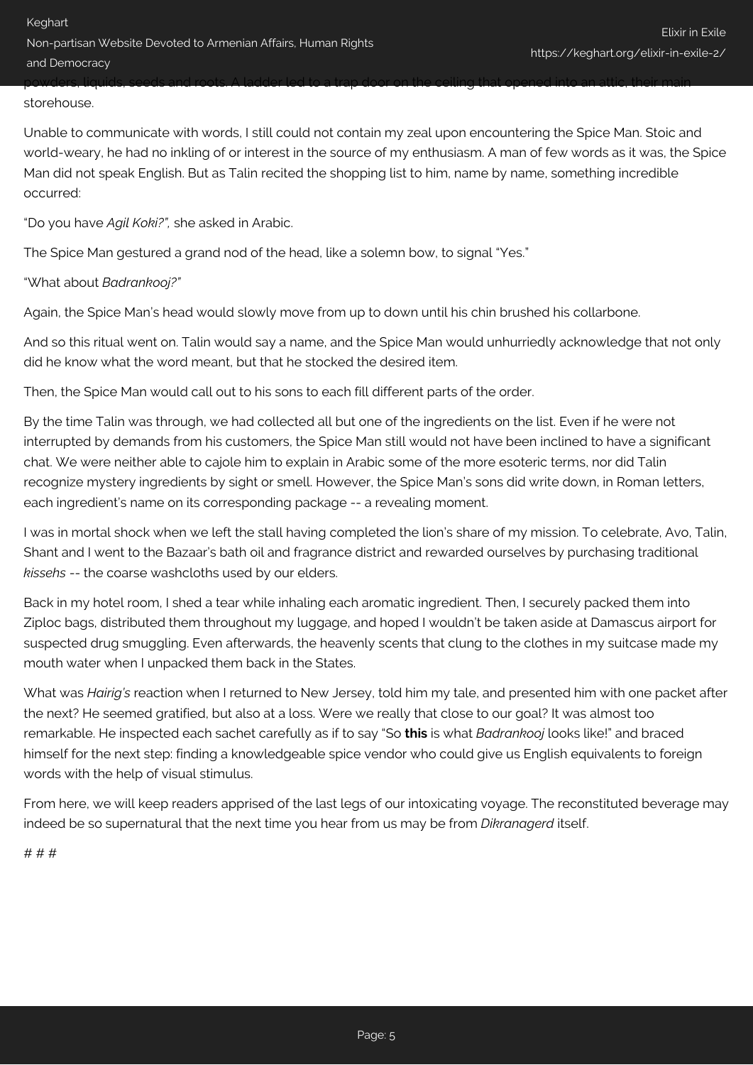powders, liquids, seeds and roots. A ladder led to a trap door on the ceiling that opened into an attic, their main storehouse.

Unable to communicate with words, I still could not contain my zeal upon encountering the Spice Man. Stoic and world-weary, he had no inkling of or interest in the source of my enthusiasm. A man of few words as it was, the Spice Man did not speak English. But as Talin recited the shopping list to him, name by name, something incredible occurred:

"Do you have *Agil Koki?",* she asked in Arabic.

The Spice Man gestured a grand nod of the head, like a solemn bow, to signal "Yes."

"What about *Badrankooj?"*

Again, the Spice Man's head would slowly move from up to down until his chin brushed his collarbone.

And so this ritual went on. Talin would say a name, and the Spice Man would unhurriedly acknowledge that not only did he know what the word meant, but that he stocked the desired item.

Then, the Spice Man would call out to his sons to each fill different parts of the order.

By the time Talin was through, we had collected all but one of the ingredients on the list. Even if he were not interrupted by demands from his customers, the Spice Man still would not have been inclined to have a significant chat. We were neither able to cajole him to explain in Arabic some of the more esoteric terms, nor did Talin recognize mystery ingredients by sight or smell. However, the Spice Man's sons did write down, in Roman letters, each ingredient's name on its corresponding package -- a revealing moment.

I was in mortal shock when we left the stall having completed the lion's share of my mission. To celebrate, Avo, Talin, Shant and I went to the Bazaar's bath oil and fragrance district and rewarded ourselves by purchasing traditional *kissehs* -- the coarse washcloths used by our elders.

Back in my hotel room, I shed a tear while inhaling each aromatic ingredient. Then, I securely packed them into Ziploc bags, distributed them throughout my luggage, and hoped I wouldn't be taken aside at Damascus airport for suspected drug smuggling. Even afterwards, the heavenly scents that clung to the clothes in my suitcase made my mouth water when I unpacked them back in the States.

What was *Hairig's* reaction when I returned to New Jersey, told him my tale, and presented him with one packet after the next? He seemed gratified, but also at a loss. Were we really that close to our goal? It was almost too remarkable. He inspected each sachet carefully as if to say "So **this** is what *Badrankooj* looks like!" and braced himself for the next step: finding a knowledgeable spice vendor who could give us English equivalents to foreign words with the help of visual stimulus.

From here, we will keep readers apprised of the last legs of our intoxicating voyage. The reconstituted beverage may indeed be so supernatural that the next time you hear from us may be from *Dikranagerd* itself.

# # #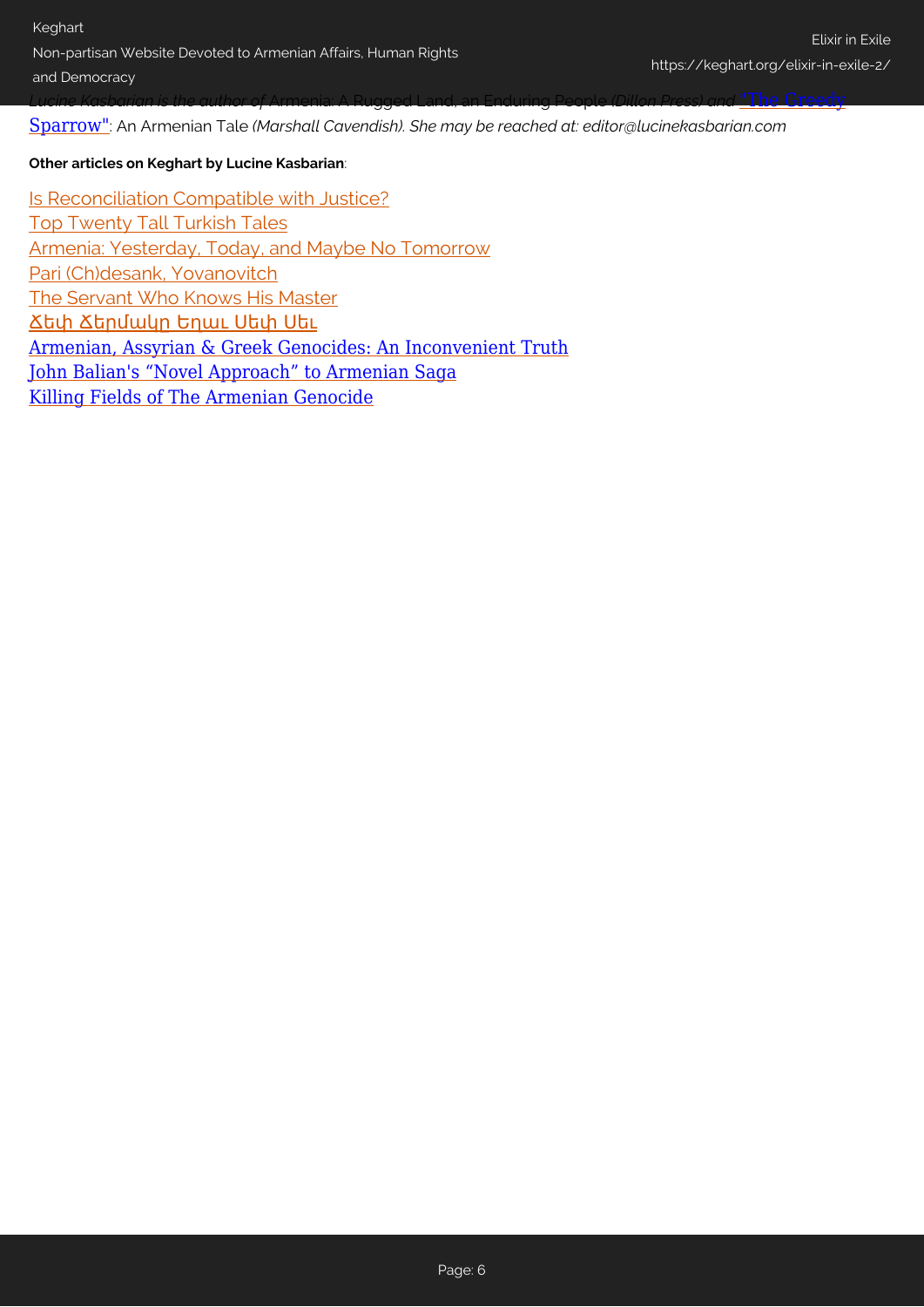*Lucine Kasbarian is the author of* Armenia: A Rugged Land, an Enduring People *(Dillon Press) and* "The Greedy Sparrow": An Armenian Tale *(Marshall Cavendish). She may be reached at: editor@lucinekasbarian.com*

**Other articles on Keghart by Lucine Kasbarian**:

Is Reconciliation Compatible with Justice?
Top Twenty Tall Turkish Tales
Armenia: Yesterday, Today, and Maybe No Tomorrow
Pari (Ch)desank, Yovanovitch
The Servant Who Knows His Master
Ճեփ Ճերմակը Եղաւ Սեփ Սեւ
Armenian, Assyrian & Greek Genocides: An Inconvenient Truth
John Balian's "Novel Approach" to Armenian Saga
Killing Fields of The Armenian Genocide